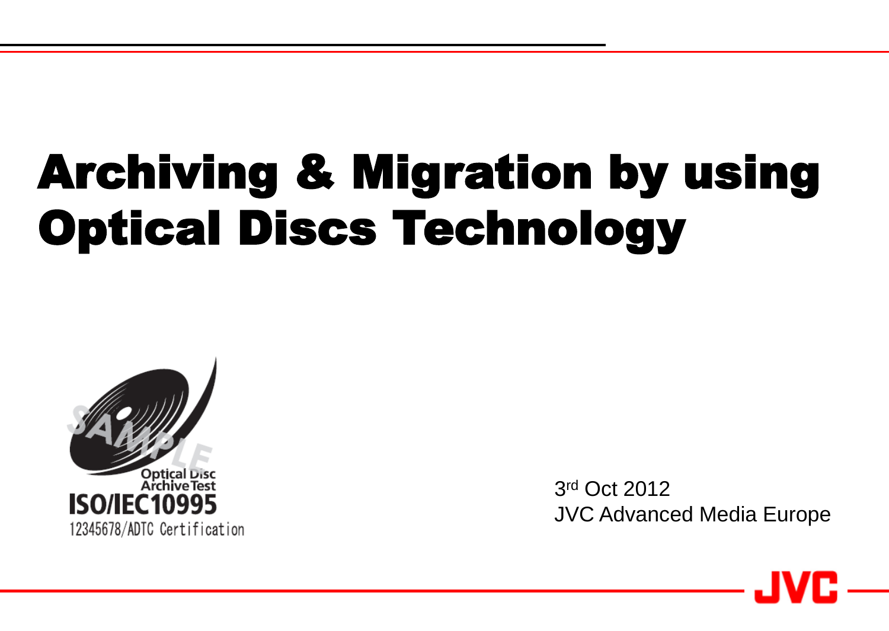# Archiving & Migration by using Optical Discs Technology

Optical Disc
Archive Test
ISO/IEC10995
12345678/ADTC Certification

3rd Oct 2012
JVC Advanced Media Europe

JVC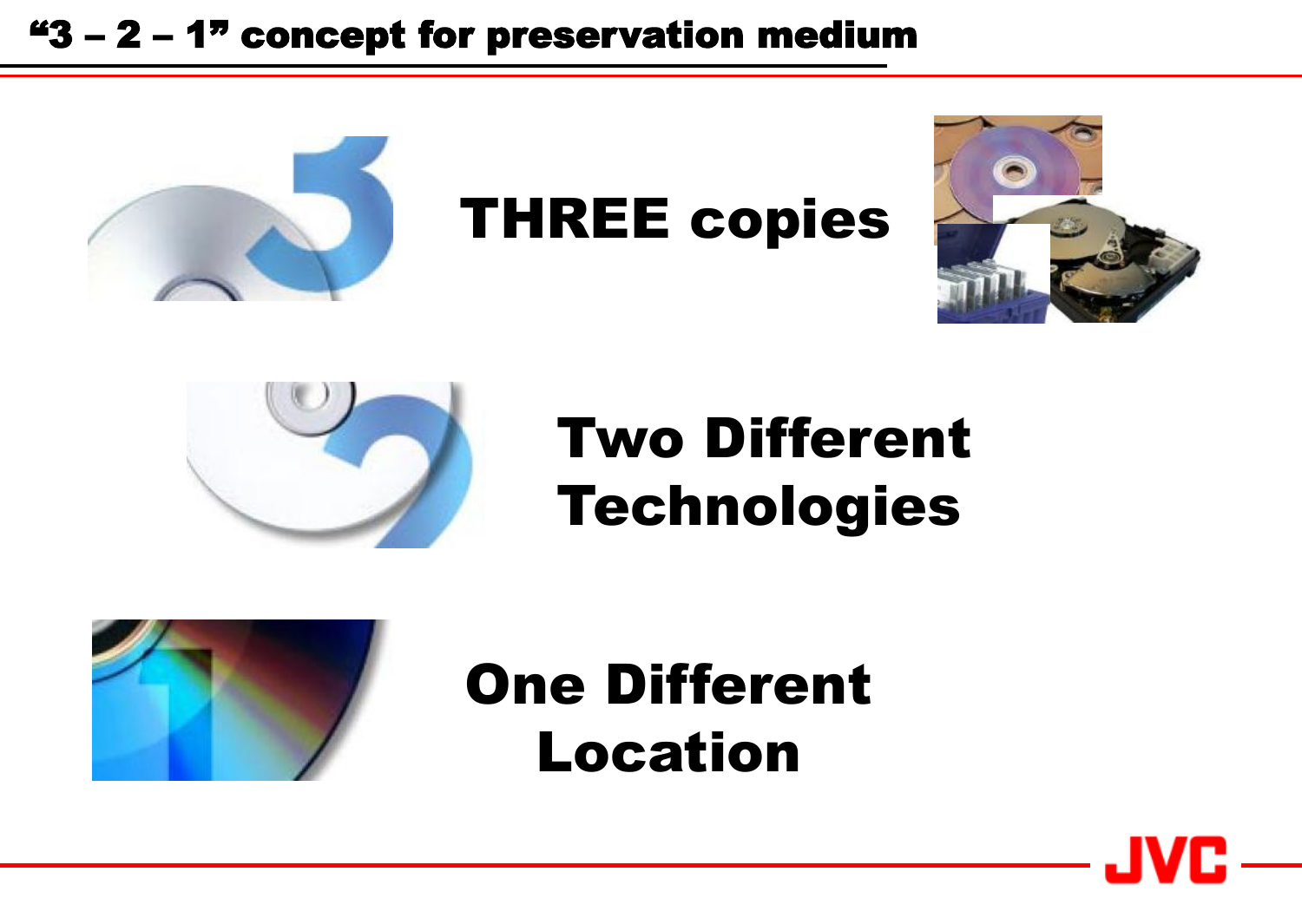# "3 – 2 – 1" concept for preservation medium

**THREE copies**

**Two Different Technologies**

**One Different Location**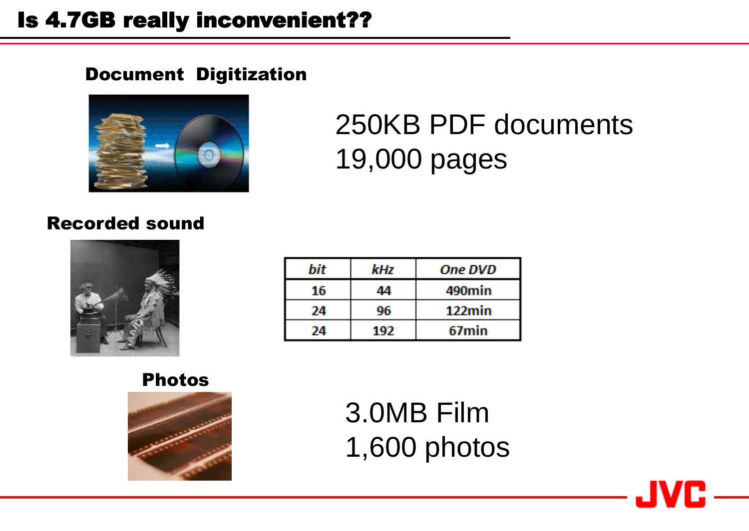# Is 4.7GB really inconvenient??

**Document Digitization**

250KB PDF documents
19,000 pages

**Recorded sound**

| *bit* | *kHz* | *One DVD* |
| --- | --- | --- |
| 16 | 44 | 490min |
| 24 | 96 | 122min |
| 24 | 192 | 67min |

**Photos**

3.0MB Film
1,600 photos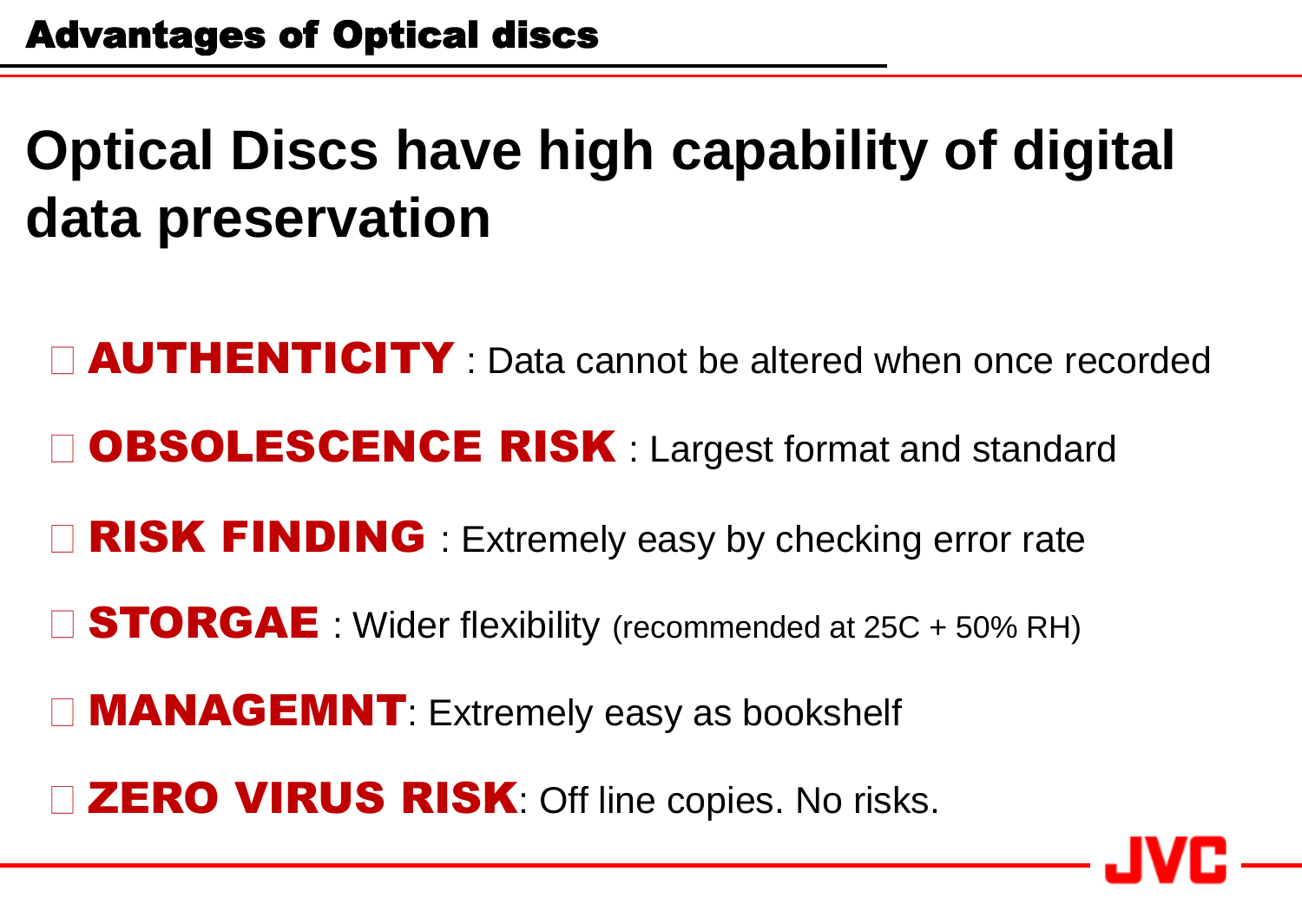## Advantages of Optical discs

# Optical Discs have high capability of digital data preservation

- **AUTHENTICITY** : Data cannot be altered when once recorded
- **OBSOLESCENCE RISK** : Largest format and standard
- **RISK FINDING** : Extremely easy by checking error rate
- **STORGAE** : Wider flexibility (recommended at 25C + 50% RH)
- **MANAGEMNT**: Extremely easy as bookshelf
- **ZERO VIRUS RISK**: Off line copies. No risks.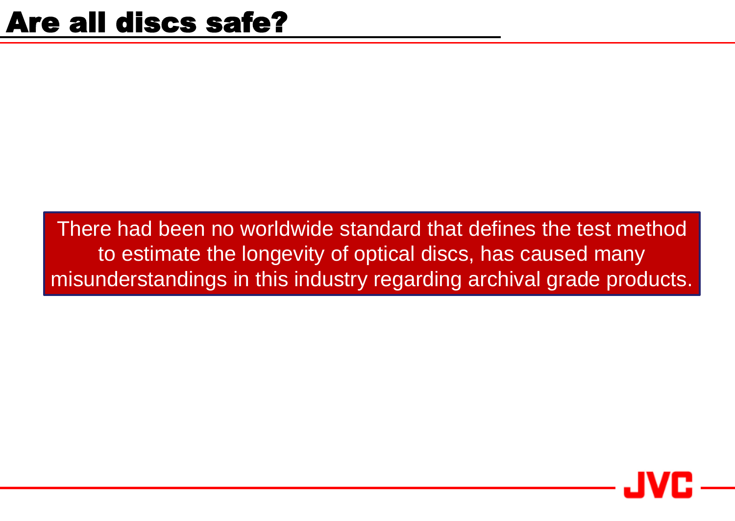# Are all discs safe?

There had been no worldwide standard that defines the test method to estimate the longevity of optical discs, has caused many misunderstandings in this industry regarding archival grade products.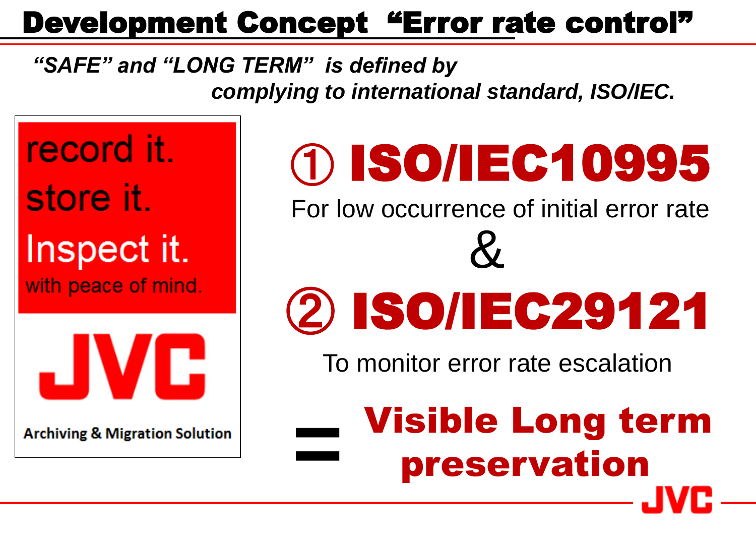# Development Concept "Error rate control"

***"SAFE" and "LONG TERM" is defined by complying to international standard, ISO/IEC.***

record it.

store it.

Inspect it.

with peace of mind.

JVC

**Archiving & Migration Solution**

## ① ISO/IEC10995

For low occurrence of initial error rate

&

## ② ISO/IEC29121

To monitor error rate escalation

= **Visible Long term preservation**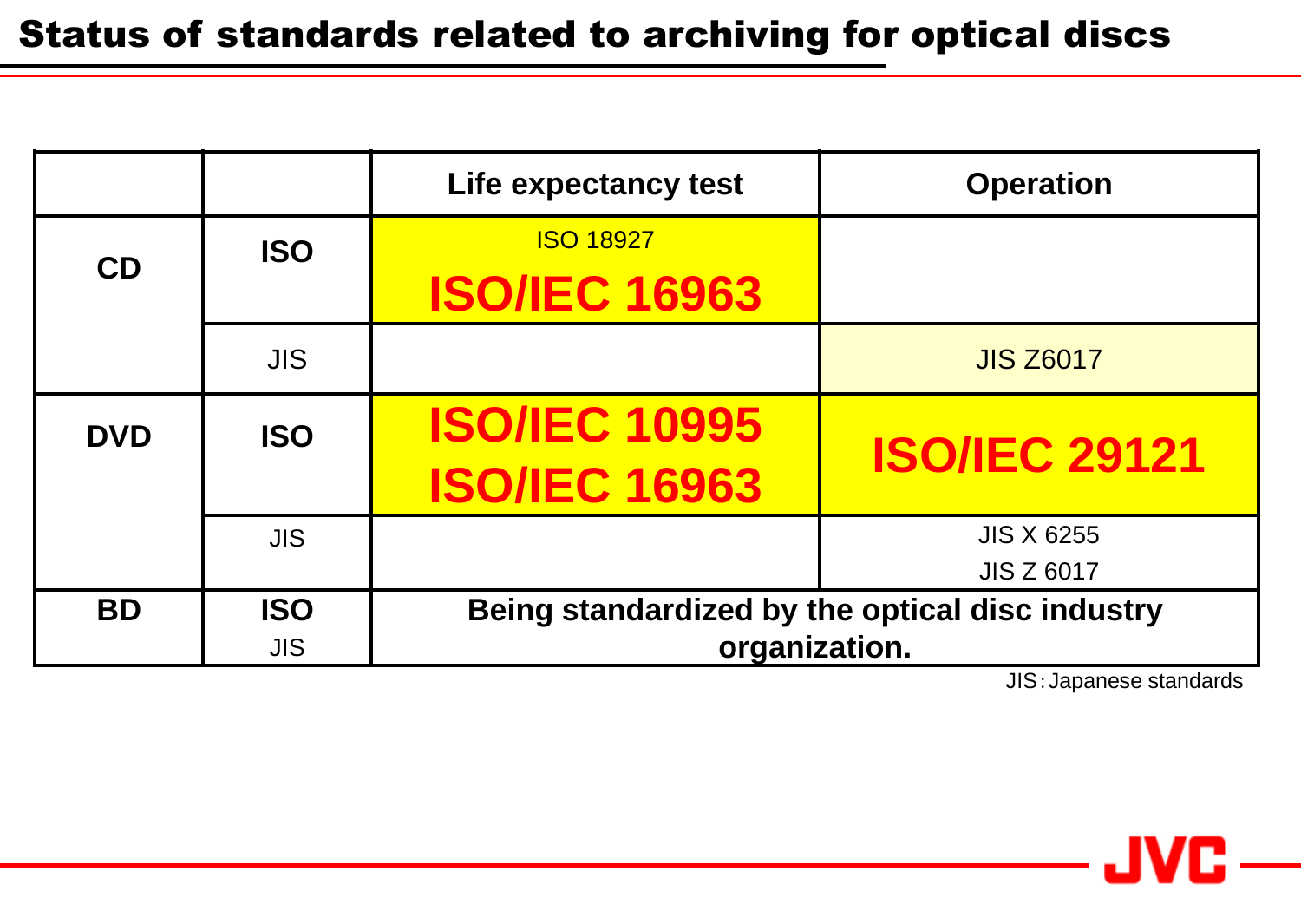# Status of standards related to archiving for optical discs

| | | Life expectancy test | Operation |
|---|---|---|---|
| CD | ISO | ISO 18927<br>**ISO/IEC 16963** | |
| | JIS | | JIS Z6017 |
| DVD | ISO | **ISO/IEC 10995**<br>**ISO/IEC 16963** | **ISO/IEC 29121** |
| | JIS | | JIS X 6255<br>JIS Z 6017 |
| BD | ISO<br>JIS | Being standardized by the optical disc industry organization. | |

JIS：Japanese standards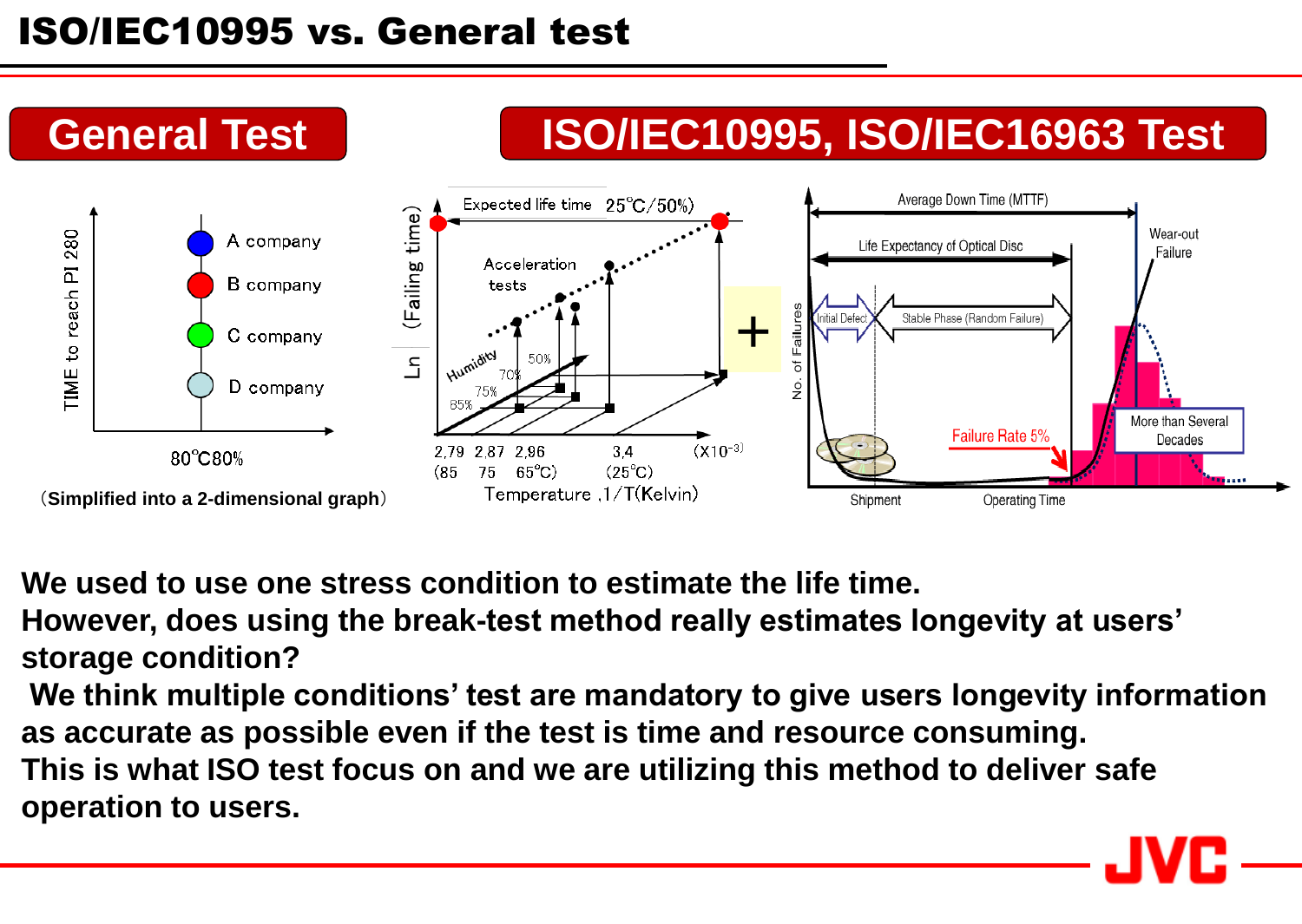# ISO/IEC10995 vs. General test

## General Test

TIME to reach PI 280

- A company
- B company
- C company
- D company

80°C80%

(Simplified into a 2-dimensional graph)

## ISO/IEC10995, ISO/IEC16963 Test

Ln (Failing time)

Expected life time 25°C/50%)

Acceleration tests

Humidity 50% 70% 75% 85%

2,79 2,87 2,96 3,4 (X10$^{-3}$)

(85 75 65°C) (25°C)

Temperature ,1/T(Kelvin)

+

Average Down Time (MTTF)

Life Expectancy of Optical Disc

Wear-out Failure

Initial Defect

Stable Phase (Random Failure)

No. of Failures

More than Several Decades

Failure Rate 5%

Shipment

Operating Time

**We used to use one stress condition to estimate the life time.**
**However, does using the break-test method really estimates longevity at users' storage condition?**
**We think multiple conditions' test are mandatory to give users longevity information as accurate as possible even if the test is time and resource consuming.**
**This is what ISO test focus on and we are utilizing this method to deliver safe operation to users.**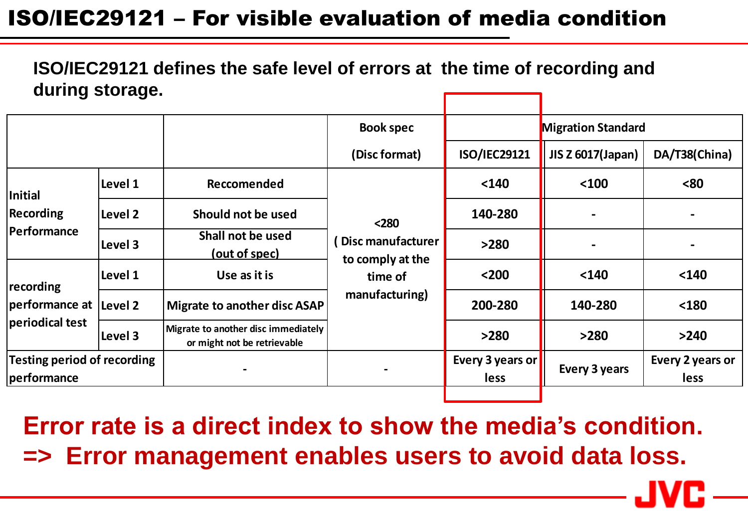# ISO/IEC29121 – For visible evaluation of media condition

**ISO/IEC29121 defines the safe level of errors at the time of recording and during storage.**

| | | | Book spec (Disc format) | | Migration Standard | |
|---|---|---|---|---|---|---|
| | | | | ISO/IEC29121 | JIS Z 6017(Japan) | DA/T38(China) |
| Initial Recording Performance | Level 1 | Reccomended | <280 ( Disc manufacturer to comply at the time of manufacturing) | <140 | <100 | <80 |
| | Level 2 | Should not be used | | 140-280 | - | - |
| | Level 3 | Shall not be used (out of spec) | | >280 | - | - |
| recording performance at periodical test | Level 1 | Use as it is | | <200 | <140 | <140 |
| | Level 2 | Migrate to another disc ASAP | | 200-280 | 140-280 | <180 |
| | Level 3 | Migrate to another disc immediately or might not be retrievable | | >280 | >280 | >240 |
| Testing period of recording performance | | - | - | Every 3 years or less | Every 3 years | Every 2 years or less |

**Error rate is a direct index to show the media's condition.**
**=> Error management enables users to avoid data loss.**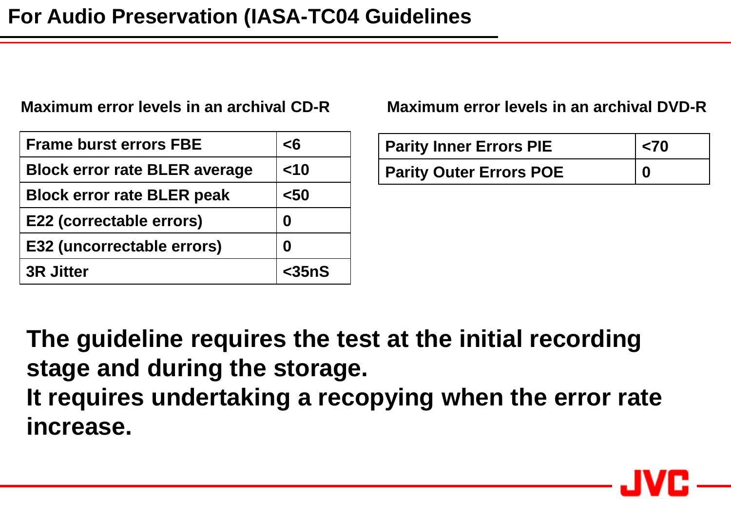# For Audio Preservation (IASA-TC04 Guidelines

**Maximum error levels in an archival CD-R**

| Frame burst errors FBE | <6 |
|---|---|
| Block error rate BLER average | <10 |
| Block error rate BLER peak | <50 |
| E22 (correctable errors) | 0 |
| E32 (uncorrectable errors) | 0 |
| 3R Jitter | <35nS |

**Maximum error levels in an archival DVD-R**

| Parity Inner Errors PIE | <70 |
|---|---|
| Parity Outer Errors POE | 0 |

**The guideline requires the test at the initial recording stage and during the storage.**
**It requires undertaking a recopying when the error rate increase.**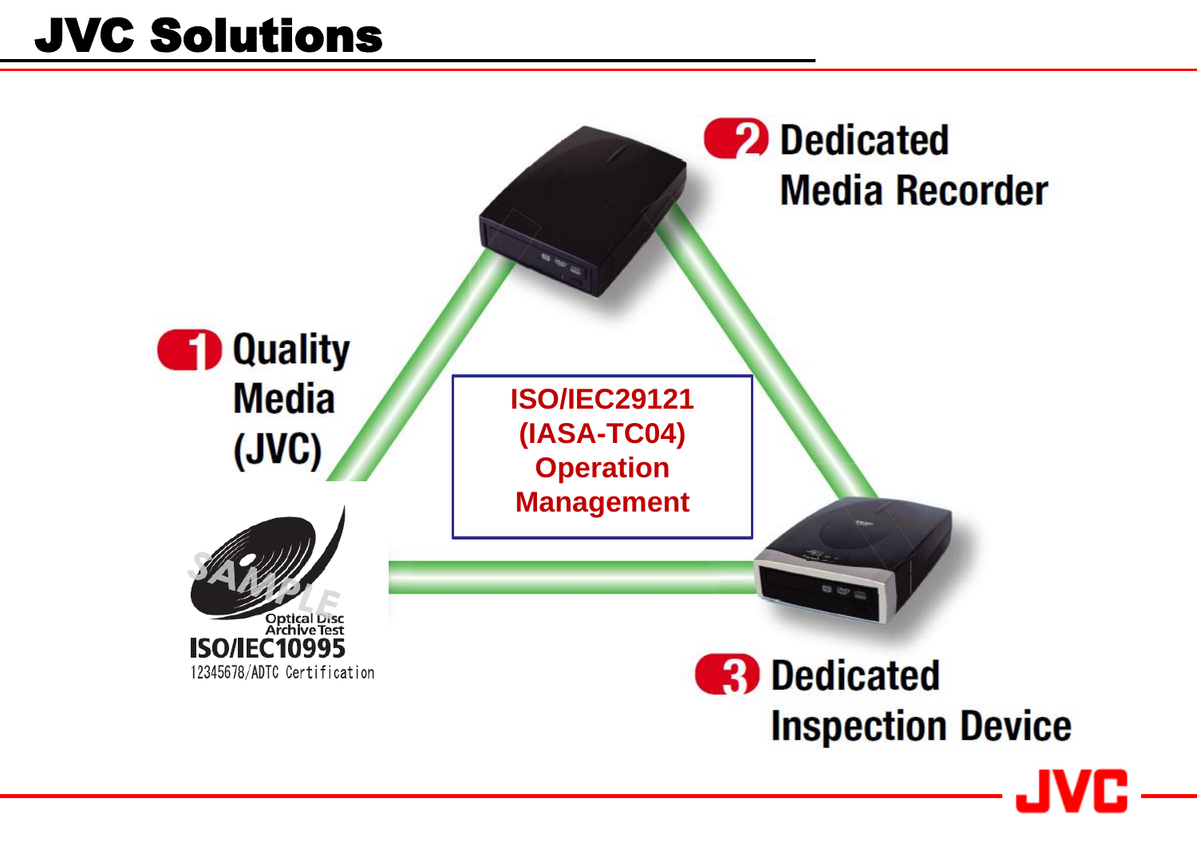# JVC Solutions

**1** Quality Media (JVC)

**2** Dedicated Media Recorder

**3** Dedicated Inspection Device

**ISO/IEC29121 (IASA-TC04) Operation Management**

SAMPLE
Optical Disc Archive Test
ISO/IEC10995
12345678/ADTC Certification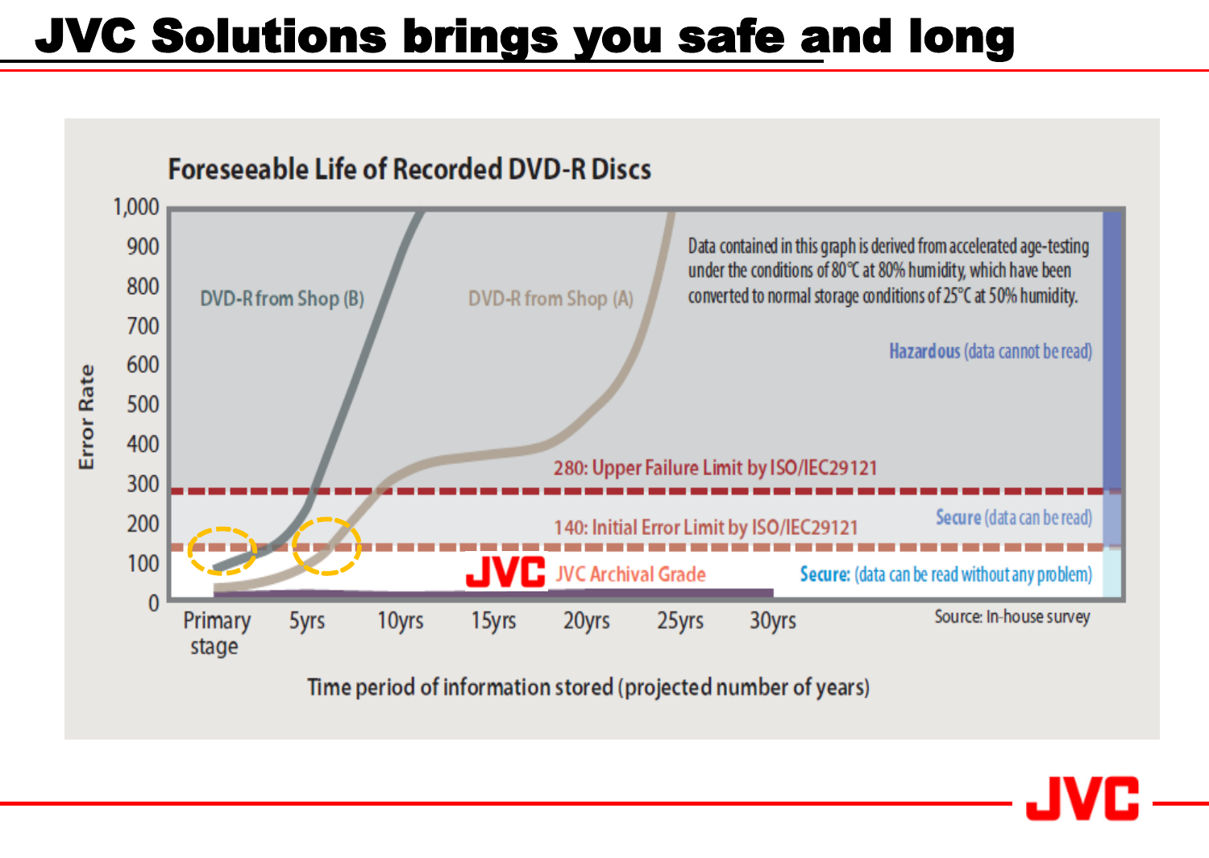# JVC Solutions brings you safe and long

## Foreseeable Life of Recorded DVD-R Discs

Error Rate: 0, 100, 200, 300, 400, 500, 600, 700, 800, 900, 1,000

DVD-R from Shop (B)

DVD-R from Shop (A)

Data contained in this graph is derived from accelerated age-testing under the conditions of 80℃ at 80% humidity, which have been converted to normal storage conditions of 25℃ at 50% humidity.

**Hazardous** (data cannot be read)

280: Upper Failure Limit by ISO/IEC29121

**Secure** (data can be read)

140: Initial Error Limit by ISO/IEC29121

JVC Archival Grade

**Secure:** (data can be read without any problem)

Primary stage, 5yrs, 10yrs, 15yrs, 20yrs, 25yrs, 30yrs

Source: In-house survey

Time period of information stored (projected number of years)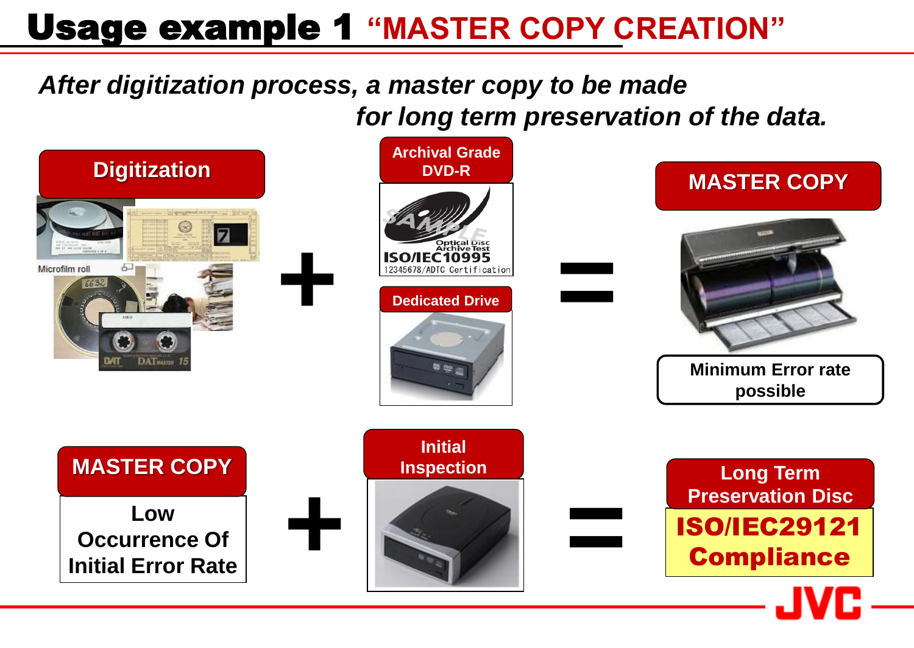# Usage example 1 "MASTER COPY CREATION"

*After digitization process, a master copy to be made for long term preservation of the data.*

**Digitization**

Microfilm roll

**+**

**Archival Grade DVD-R**

Optical Disc Archive Test
ISO/IEC10995
12345678/ADTC Certification

**Dedicated Drive**

**=**

**MASTER COPY**

**Minimum Error rate possible**

**MASTER COPY**

**Low Occurrence Of Initial Error Rate**

**+**

**Initial Inspection**

**=**

**Long Term Preservation Disc**

**ISO/IEC29121 Compliance**

JVC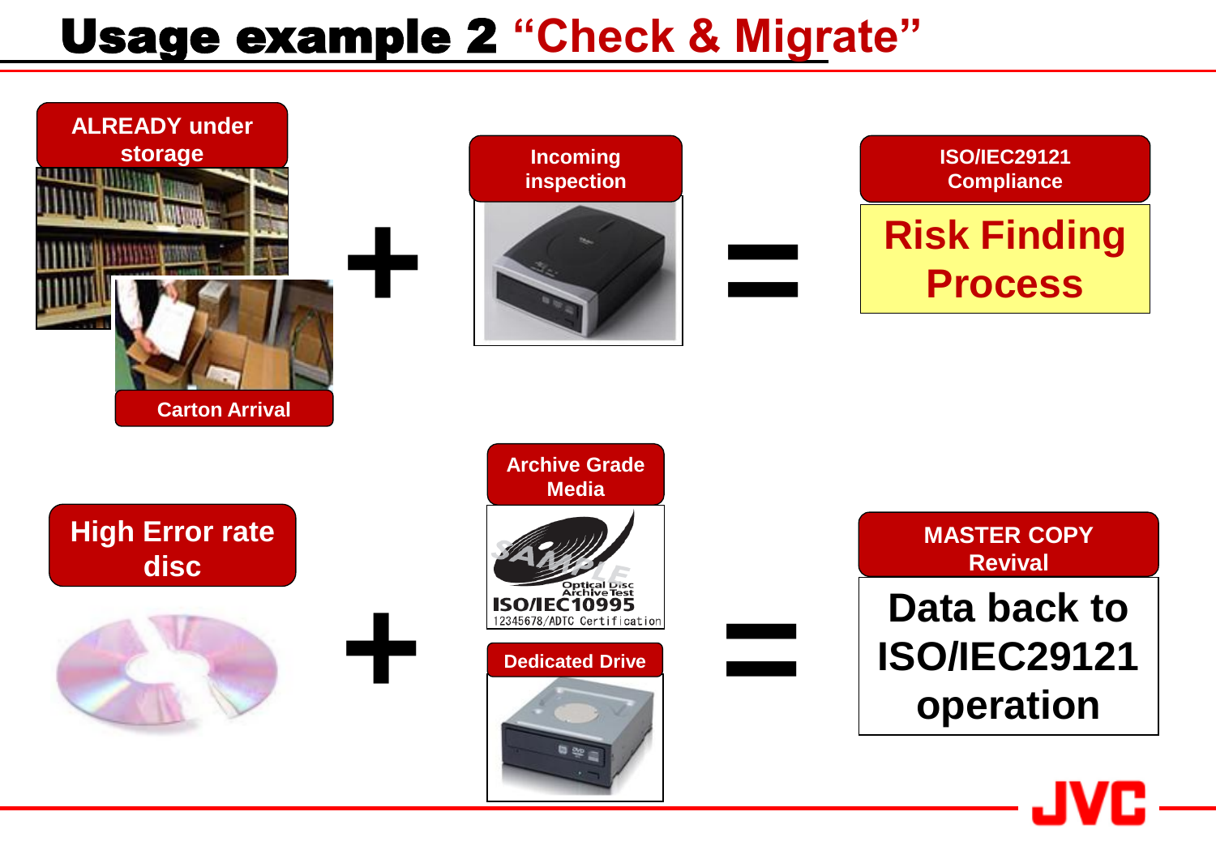# Usage example 2 "Check & Migrate"

**ALREADY under storage**

**Carton Arrival**

**+**

**Incoming inspection**

**=**

**ISO/IEC29121 Compliance**

**Risk Finding Process**

**High Error rate disc**

**+**

**Archive Grade Media**

SAMPLE
Optical Disc Archive Test
ISO/IEC10995
12345678/ADTC Certification

**Dedicated Drive**

**=**

**MASTER COPY Revival**

**Data back to ISO/IEC29121 operation**

JVC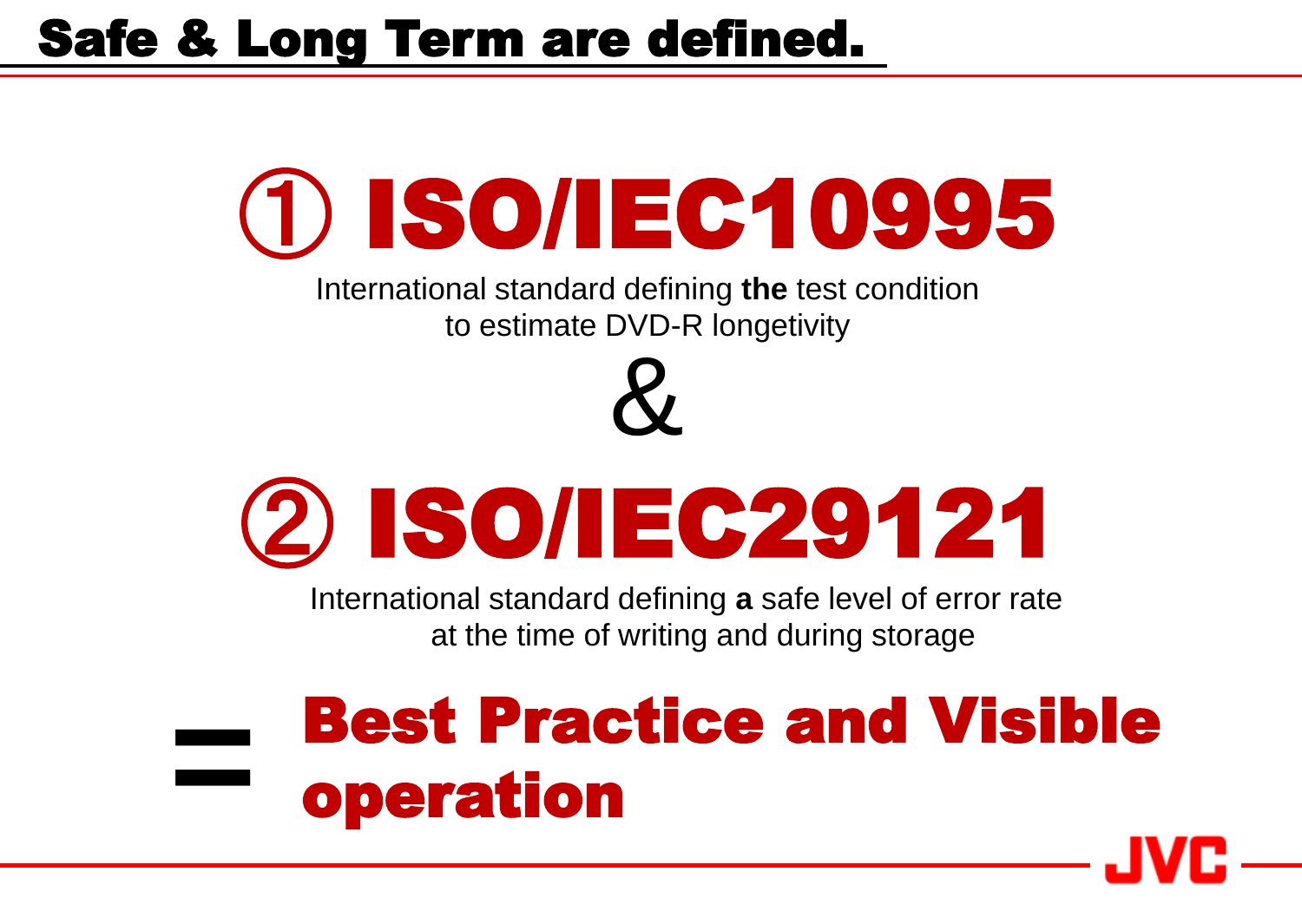# Safe & Long Term are defined.

## ① ISO/IEC10995

International standard defining **the** test condition to estimate DVD-R longevity

&

## ② ISO/IEC29121

International standard defining **a** safe level of error rate at the time of writing and during storage

= **Best Practice and Visible operation**

JVC